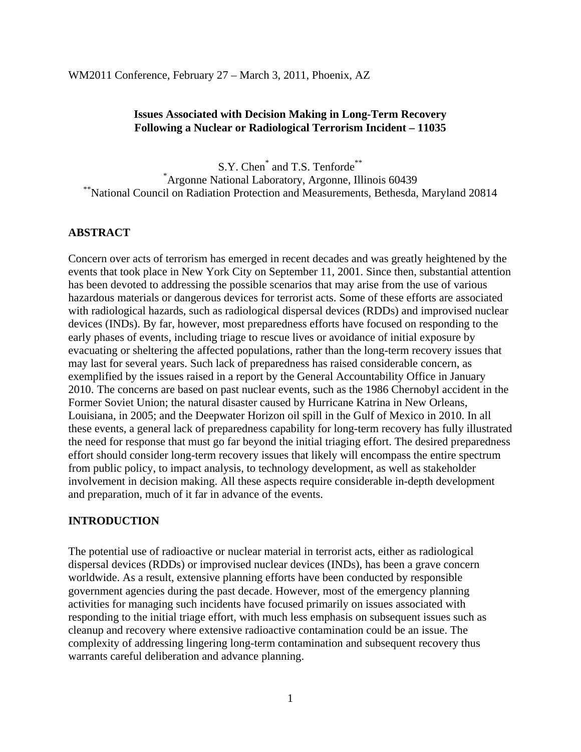WM2011 Conference, February 27 – March 3, 2011, Phoenix, AZ

# Issues Associated with Decision Making in Long-Term Recovery Following a Nuclear or Radiological Terrorism Incident – 11035

S.Y. Chen[*] and T.S. Tenforde[**]

[*]Argonne National Laboratory, Argonne, Illinois 60439

[**]National Council on Radiation Protection and Measurements, Bethesda, Maryland 20814

## ABSTRACT

Concern over acts of terrorism has emerged in recent decades and was greatly heightened by the events that took place in New York City on September 11, 2001. Since then, substantial attention has been devoted to addressing the possible scenarios that may arise from the use of various hazardous materials or dangerous devices for terrorist acts. Some of these efforts are associated with radiological hazards, such as radiological dispersal devices (RDDs) and improvised nuclear devices (INDs). By far, however, most preparedness efforts have focused on responding to the early phases of events, including triage to rescue lives or avoidance of initial exposure by evacuating or sheltering the affected populations, rather than the long-term recovery issues that may last for several years. Such lack of preparedness has raised considerable concern, as exemplified by the issues raised in a report by the General Accountability Office in January 2010. The concerns are based on past nuclear events, such as the 1986 Chernobyl accident in the Former Soviet Union; the natural disaster caused by Hurricane Katrina in New Orleans, Louisiana, in 2005; and the Deepwater Horizon oil spill in the Gulf of Mexico in 2010. In all these events, a general lack of preparedness capability for long-term recovery has fully illustrated the need for response that must go far beyond the initial triaging effort. The desired preparedness effort should consider long-term recovery issues that likely will encompass the entire spectrum from public policy, to impact analysis, to technology development, as well as stakeholder involvement in decision making. All these aspects require considerable in-depth development and preparation, much of it far in advance of the events.

## INTRODUCTION

The potential use of radioactive or nuclear material in terrorist acts, either as radiological dispersal devices (RDDs) or improvised nuclear devices (INDs), has been a grave concern worldwide. As a result, extensive planning efforts have been conducted by responsible government agencies during the past decade. However, most of the emergency planning activities for managing such incidents have focused primarily on issues associated with responding to the initial triage effort, with much less emphasis on subsequent issues such as cleanup and recovery where extensive radioactive contamination could be an issue. The complexity of addressing lingering long-term contamination and subsequent recovery thus warrants careful deliberation and advance planning.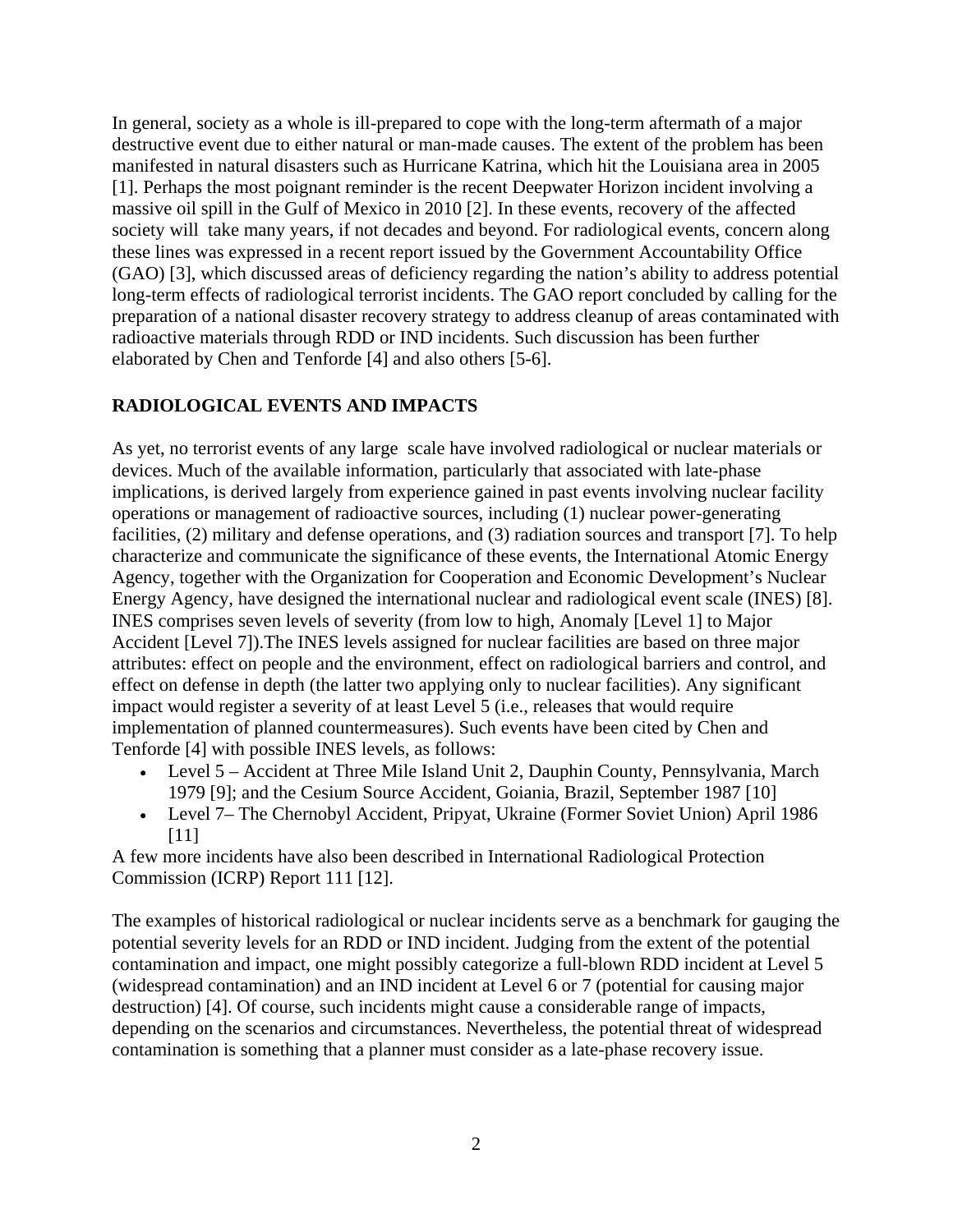In general, society as a whole is ill-prepared to cope with the long-term aftermath of a major destructive event due to either natural or man-made causes. The extent of the problem has been manifested in natural disasters such as Hurricane Katrina, which hit the Louisiana area in 2005 [1]. Perhaps the most poignant reminder is the recent Deepwater Horizon incident involving a massive oil spill in the Gulf of Mexico in 2010 [2]. In these events, recovery of the affected society will take many years, if not decades and beyond. For radiological events, concern along these lines was expressed in a recent report issued by the Government Accountability Office (GAO) [3], which discussed areas of deficiency regarding the nation's ability to address potential long-term effects of radiological terrorist incidents. The GAO report concluded by calling for the preparation of a national disaster recovery strategy to address cleanup of areas contaminated with radioactive materials through RDD or IND incidents. Such discussion has been further elaborated by Chen and Tenforde [4] and also others [5-6].

## RADIOLOGICAL EVENTS AND IMPACTS

As yet, no terrorist events of any large scale have involved radiological or nuclear materials or devices. Much of the available information, particularly that associated with late-phase implications, is derived largely from experience gained in past events involving nuclear facility operations or management of radioactive sources, including (1) nuclear power-generating facilities, (2) military and defense operations, and (3) radiation sources and transport [7]. To help characterize and communicate the significance of these events, the International Atomic Energy Agency, together with the Organization for Cooperation and Economic Development's Nuclear Energy Agency, have designed the international nuclear and radiological event scale (INES) [8]. INES comprises seven levels of severity (from low to high, Anomaly [Level 1] to Major Accident [Level 7]).The INES levels assigned for nuclear facilities are based on three major attributes: effect on people and the environment, effect on radiological barriers and control, and effect on defense in depth (the latter two applying only to nuclear facilities). Any significant impact would register a severity of at least Level 5 (i.e., releases that would require implementation of planned countermeasures). Such events have been cited by Chen and Tenforde [4] with possible INES levels, as follows:

- Level 5 – Accident at Three Mile Island Unit 2, Dauphin County, Pennsylvania, March 1979 [9]; and the Cesium Source Accident, Goiania, Brazil, September 1987 [10]
- Level 7– The Chernobyl Accident, Pripyat, Ukraine (Former Soviet Union) April 1986 [11]

A few more incidents have also been described in International Radiological Protection Commission (ICRP) Report 111 [12].

The examples of historical radiological or nuclear incidents serve as a benchmark for gauging the potential severity levels for an RDD or IND incident. Judging from the extent of the potential contamination and impact, one might possibly categorize a full-blown RDD incident at Level 5 (widespread contamination) and an IND incident at Level 6 or 7 (potential for causing major destruction) [4]. Of course, such incidents might cause a considerable range of impacts, depending on the scenarios and circumstances. Nevertheless, the potential threat of widespread contamination is something that a planner must consider as a late-phase recovery issue.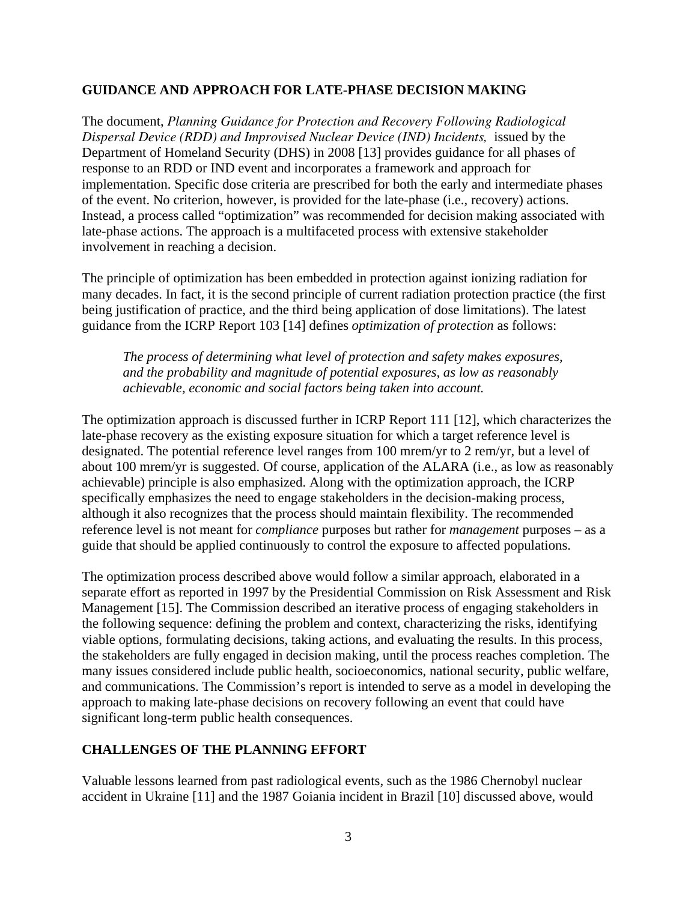## GUIDANCE AND APPROACH FOR LATE-PHASE DECISION MAKING

The document, *Planning Guidance for Protection and Recovery Following Radiological Dispersal Device (RDD) and Improvised Nuclear Device (IND) Incidents,* issued by the Department of Homeland Security (DHS) in 2008 [13] provides guidance for all phases of response to an RDD or IND event and incorporates a framework and approach for implementation. Specific dose criteria are prescribed for both the early and intermediate phases of the event. No criterion, however, is provided for the late-phase (i.e., recovery) actions. Instead, a process called "optimization" was recommended for decision making associated with late-phase actions. The approach is a multifaceted process with extensive stakeholder involvement in reaching a decision.

The principle of optimization has been embedded in protection against ionizing radiation for many decades. In fact, it is the second principle of current radiation protection practice (the first being justification of practice, and the third being application of dose limitations). The latest guidance from the ICRP Report 103 [14] defines *optimization of protection* as follows:

> *The process of determining what level of protection and safety makes exposures, and the probability and magnitude of potential exposures, as low as reasonably achievable, economic and social factors being taken into account.*

The optimization approach is discussed further in ICRP Report 111 [12], which characterizes the late-phase recovery as the existing exposure situation for which a target reference level is designated. The potential reference level ranges from 100 mrem/yr to 2 rem/yr, but a level of about 100 mrem/yr is suggested. Of course, application of the ALARA (i.e., as low as reasonably achievable) principle is also emphasized. Along with the optimization approach, the ICRP specifically emphasizes the need to engage stakeholders in the decision-making process, although it also recognizes that the process should maintain flexibility. The recommended reference level is not meant for *compliance* purposes but rather for *management* purposes – as a guide that should be applied continuously to control the exposure to affected populations.

The optimization process described above would follow a similar approach, elaborated in a separate effort as reported in 1997 by the Presidential Commission on Risk Assessment and Risk Management [15]. The Commission described an iterative process of engaging stakeholders in the following sequence: defining the problem and context, characterizing the risks, identifying viable options, formulating decisions, taking actions, and evaluating the results. In this process, the stakeholders are fully engaged in decision making, until the process reaches completion. The many issues considered include public health, socioeconomics, national security, public welfare, and communications. The Commission's report is intended to serve as a model in developing the approach to making late-phase decisions on recovery following an event that could have significant long-term public health consequences.

## CHALLENGES OF THE PLANNING EFFORT

Valuable lessons learned from past radiological events, such as the 1986 Chernobyl nuclear accident in Ukraine [11] and the 1987 Goiania incident in Brazil [10] discussed above, would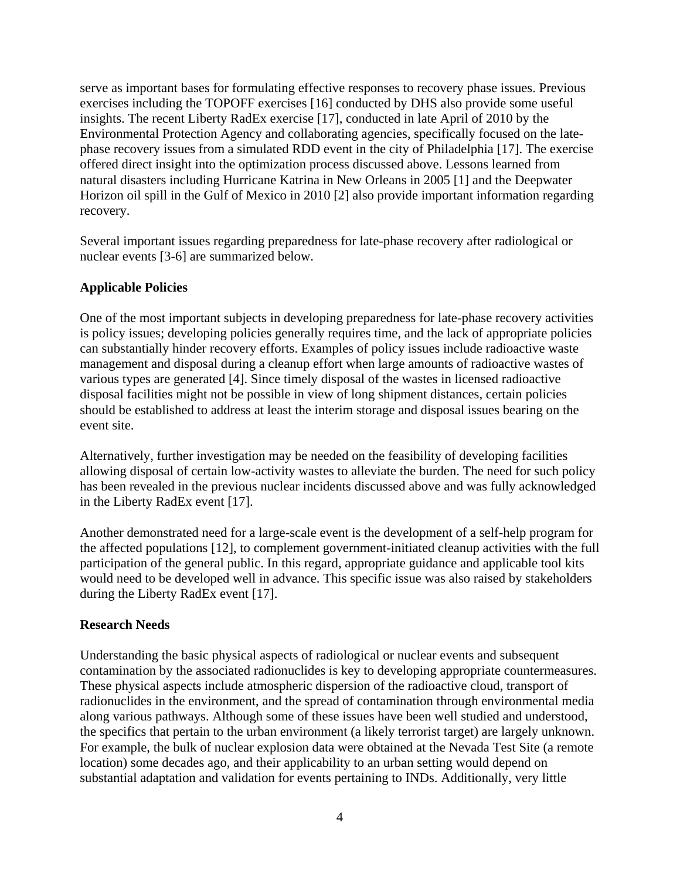serve as important bases for formulating effective responses to recovery phase issues. Previous exercises including the TOPOFF exercises [16] conducted by DHS also provide some useful insights. The recent Liberty RadEx exercise [17], conducted in late April of 2010 by the Environmental Protection Agency and collaborating agencies, specifically focused on the late-phase recovery issues from a simulated RDD event in the city of Philadelphia [17]. The exercise offered direct insight into the optimization process discussed above. Lessons learned from natural disasters including Hurricane Katrina in New Orleans in 2005 [1] and the Deepwater Horizon oil spill in the Gulf of Mexico in 2010 [2] also provide important information regarding recovery.

Several important issues regarding preparedness for late-phase recovery after radiological or nuclear events [3-6] are summarized below.

**Applicable Policies**

One of the most important subjects in developing preparedness for late-phase recovery activities is policy issues; developing policies generally requires time, and the lack of appropriate policies can substantially hinder recovery efforts. Examples of policy issues include radioactive waste management and disposal during a cleanup effort when large amounts of radioactive wastes of various types are generated [4]. Since timely disposal of the wastes in licensed radioactive disposal facilities might not be possible in view of long shipment distances, certain policies should be established to address at least the interim storage and disposal issues bearing on the event site.

Alternatively, further investigation may be needed on the feasibility of developing facilities allowing disposal of certain low-activity wastes to alleviate the burden. The need for such policy has been revealed in the previous nuclear incidents discussed above and was fully acknowledged in the Liberty RadEx event [17].

Another demonstrated need for a large-scale event is the development of a self-help program for the affected populations [12], to complement government-initiated cleanup activities with the full participation of the general public. In this regard, appropriate guidance and applicable tool kits would need to be developed well in advance. This specific issue was also raised by stakeholders during the Liberty RadEx event [17].

**Research Needs**

Understanding the basic physical aspects of radiological or nuclear events and subsequent contamination by the associated radionuclides is key to developing appropriate countermeasures. These physical aspects include atmospheric dispersion of the radioactive cloud, transport of radionuclides in the environment, and the spread of contamination through environmental media along various pathways. Although some of these issues have been well studied and understood, the specifics that pertain to the urban environment (a likely terrorist target) are largely unknown. For example, the bulk of nuclear explosion data were obtained at the Nevada Test Site (a remote location) some decades ago, and their applicability to an urban setting would depend on substantial adaptation and validation for events pertaining to INDs. Additionally, very little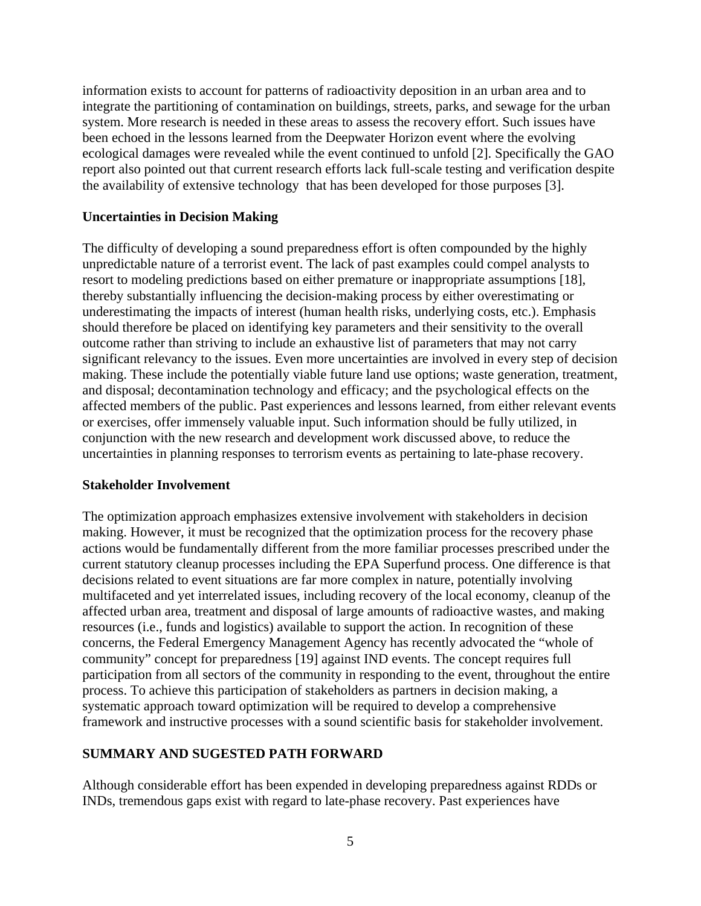information exists to account for patterns of radioactivity deposition in an urban area and to integrate the partitioning of contamination on buildings, streets, parks, and sewage for the urban system. More research is needed in these areas to assess the recovery effort. Such issues have been echoed in the lessons learned from the Deepwater Horizon event where the evolving ecological damages were revealed while the event continued to unfold [2]. Specifically the GAO report also pointed out that current research efforts lack full-scale testing and verification despite the availability of extensive technology  that has been developed for those purposes [3].

**Uncertainties in Decision Making**

The difficulty of developing a sound preparedness effort is often compounded by the highly unpredictable nature of a terrorist event. The lack of past examples could compel analysts to resort to modeling predictions based on either premature or inappropriate assumptions [18], thereby substantially influencing the decision-making process by either overestimating or underestimating the impacts of interest (human health risks, underlying costs, etc.). Emphasis should therefore be placed on identifying key parameters and their sensitivity to the overall outcome rather than striving to include an exhaustive list of parameters that may not carry significant relevancy to the issues. Even more uncertainties are involved in every step of decision making. These include the potentially viable future land use options; waste generation, treatment, and disposal; decontamination technology and efficacy; and the psychological effects on the affected members of the public. Past experiences and lessons learned, from either relevant events or exercises, offer immensely valuable input. Such information should be fully utilized, in conjunction with the new research and development work discussed above, to reduce the uncertainties in planning responses to terrorism events as pertaining to late-phase recovery.

**Stakeholder Involvement**

The optimization approach emphasizes extensive involvement with stakeholders in decision making. However, it must be recognized that the optimization process for the recovery phase actions would be fundamentally different from the more familiar processes prescribed under the current statutory cleanup processes including the EPA Superfund process. One difference is that decisions related to event situations are far more complex in nature, potentially involving multifaceted and yet interrelated issues, including recovery of the local economy, cleanup of the affected urban area, treatment and disposal of large amounts of radioactive wastes, and making resources (i.e., funds and logistics) available to support the action. In recognition of these concerns, the Federal Emergency Management Agency has recently advocated the "whole of community" concept for preparedness [19] against IND events. The concept requires full participation from all sectors of the community in responding to the event, throughout the entire process. To achieve this participation of stakeholders as partners in decision making, a systematic approach toward optimization will be required to develop a comprehensive framework and instructive processes with a sound scientific basis for stakeholder involvement.

## SUMMARY AND SUGESTED PATH FORWARD

Although considerable effort has been expended in developing preparedness against RDDs or INDs, tremendous gaps exist with regard to late-phase recovery. Past experiences have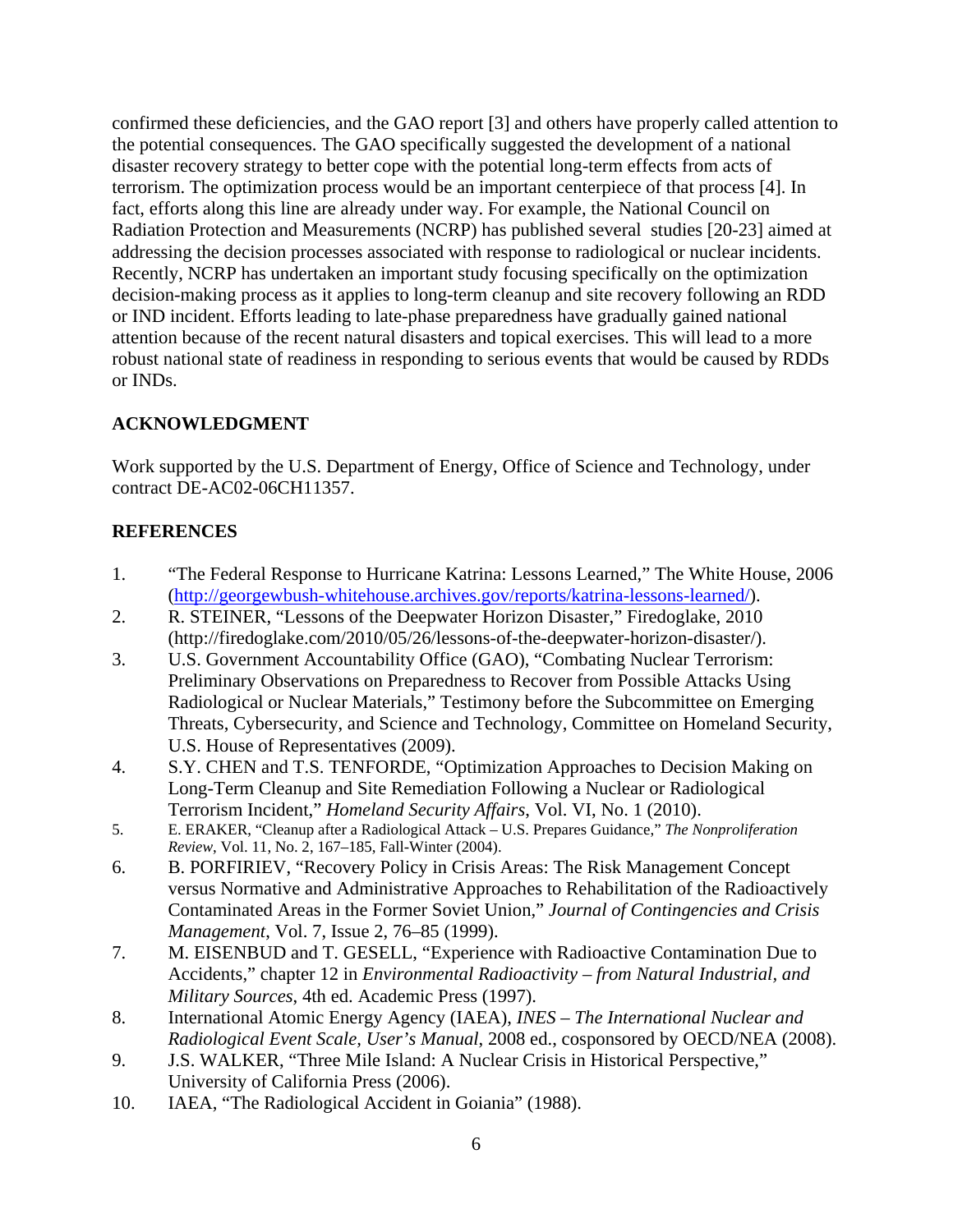confirmed these deficiencies, and the GAO report [3] and others have properly called attention to the potential consequences. The GAO specifically suggested the development of a national disaster recovery strategy to better cope with the potential long-term effects from acts of terrorism. The optimization process would be an important centerpiece of that process [4]. In fact, efforts along this line are already under way. For example, the National Council on Radiation Protection and Measurements (NCRP) has published several studies [20-23] aimed at addressing the decision processes associated with response to radiological or nuclear incidents. Recently, NCRP has undertaken an important study focusing specifically on the optimization decision-making process as it applies to long-term cleanup and site recovery following an RDD or IND incident. Efforts leading to late-phase preparedness have gradually gained national attention because of the recent natural disasters and topical exercises. This will lead to a more robust national state of readiness in responding to serious events that would be caused by RDDs or INDs.

## ACKNOWLEDGMENT

Work supported by the U.S. Department of Energy, Office of Science and Technology, under contract DE-AC02-06CH11357.

## REFERENCES

1. "The Federal Response to Hurricane Katrina: Lessons Learned," The White House, 2006 (http://georgewbush-whitehouse.archives.gov/reports/katrina-lessons-learned/).
2. R. STEINER, "Lessons of the Deepwater Horizon Disaster," Firedoglake, 2010 (http://firedoglake.com/2010/05/26/lessons-of-the-deepwater-horizon-disaster/).
3. U.S. Government Accountability Office (GAO), "Combating Nuclear Terrorism: Preliminary Observations on Preparedness to Recover from Possible Attacks Using Radiological or Nuclear Materials," Testimony before the Subcommittee on Emerging Threats, Cybersecurity, and Science and Technology, Committee on Homeland Security, U.S. House of Representatives (2009).
4. S.Y. CHEN and T.S. TENFORDE, "Optimization Approaches to Decision Making on Long-Term Cleanup and Site Remediation Following a Nuclear or Radiological Terrorism Incident," *Homeland Security Affairs*, Vol. VI, No. 1 (2010).
5. E. ERAKER, "Cleanup after a Radiological Attack – U.S. Prepares Guidance," *The Nonproliferation Review*, Vol. 11, No. 2, 167–185, Fall-Winter (2004).
6. B. PORFIRIEV, "Recovery Policy in Crisis Areas: The Risk Management Concept versus Normative and Administrative Approaches to Rehabilitation of the Radioactively Contaminated Areas in the Former Soviet Union," *Journal of Contingencies and Crisis Management*, Vol. 7, Issue 2, 76–85 (1999).
7. M. EISENBUD and T. GESELL, "Experience with Radioactive Contamination Due to Accidents," chapter 12 in *Environmental Radioactivity – from Natural Industrial, and Military Sources*, 4th ed. Academic Press (1997).
8. International Atomic Energy Agency (IAEA), *INES – The International Nuclear and Radiological Event Scale, User's Manual*, 2008 ed., cosponsored by OECD/NEA (2008).
9. J.S. WALKER, "Three Mile Island: A Nuclear Crisis in Historical Perspective," University of California Press (2006).
10. IAEA, "The Radiological Accident in Goiania" (1988).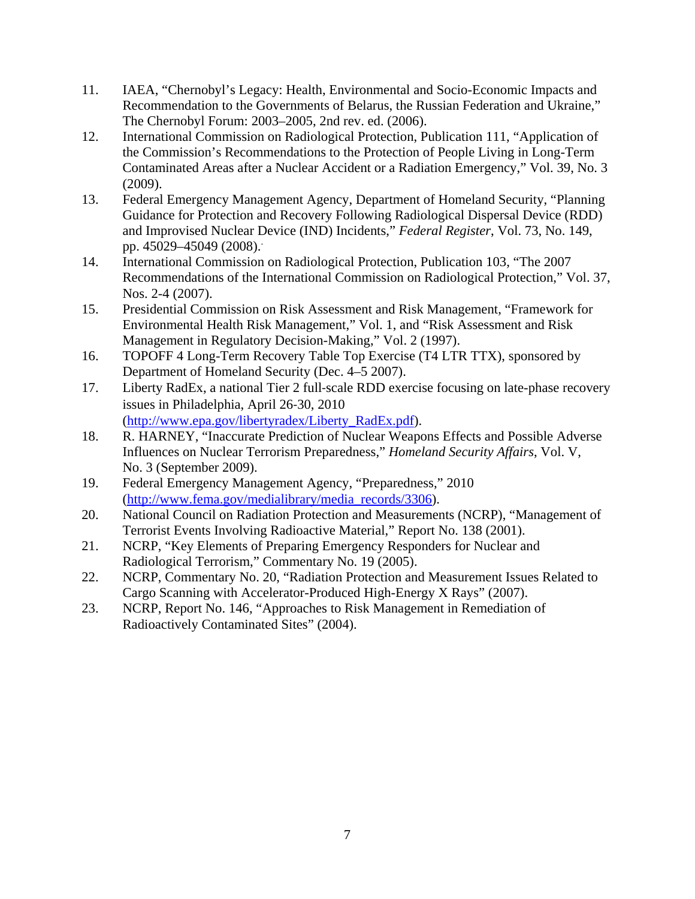11. IAEA, "Chernobyl's Legacy: Health, Environmental and Socio-Economic Impacts and Recommendation to the Governments of Belarus, the Russian Federation and Ukraine," The Chernobyl Forum: 2003–2005, 2nd rev. ed. (2006).
12. International Commission on Radiological Protection, Publication 111, "Application of the Commission's Recommendations to the Protection of People Living in Long-Term Contaminated Areas after a Nuclear Accident or a Radiation Emergency," Vol. 39, No. 3 (2009).
13. Federal Emergency Management Agency, Department of Homeland Security, "Planning Guidance for Protection and Recovery Following Radiological Dispersal Device (RDD) and Improvised Nuclear Device (IND) Incidents," *Federal Register*, Vol. 73, No. 149, pp. 45029–45049 (2008).
14. International Commission on Radiological Protection, Publication 103, "The 2007 Recommendations of the International Commission on Radiological Protection," Vol. 37, Nos. 2-4 (2007).
15. Presidential Commission on Risk Assessment and Risk Management, "Framework for Environmental Health Risk Management," Vol. 1, and "Risk Assessment and Risk Management in Regulatory Decision-Making," Vol. 2 (1997).
16. TOPOFF 4 Long-Term Recovery Table Top Exercise (T4 LTR TTX), sponsored by Department of Homeland Security (Dec. 4–5 2007).
17. Liberty RadEx, a national Tier 2 full-scale RDD exercise focusing on late-phase recovery issues in Philadelphia, April 26-30, 2010 (http://www.epa.gov/libertyradex/Liberty_RadEx.pdf).
18. R. HARNEY, "Inaccurate Prediction of Nuclear Weapons Effects and Possible Adverse Influences on Nuclear Terrorism Preparedness," *Homeland Security Affairs*, Vol. V, No. 3 (September 2009).
19. Federal Emergency Management Agency, "Preparedness," 2010 (http://www.fema.gov/medialibrary/media_records/3306).
20. National Council on Radiation Protection and Measurements (NCRP), "Management of Terrorist Events Involving Radioactive Material," Report No. 138 (2001).
21. NCRP, "Key Elements of Preparing Emergency Responders for Nuclear and Radiological Terrorism," Commentary No. 19 (2005).
22. NCRP, Commentary No. 20, "Radiation Protection and Measurement Issues Related to Cargo Scanning with Accelerator-Produced High-Energy X Rays" (2007).
23. NCRP, Report No. 146, "Approaches to Risk Management in Remediation of Radioactively Contaminated Sites" (2004).